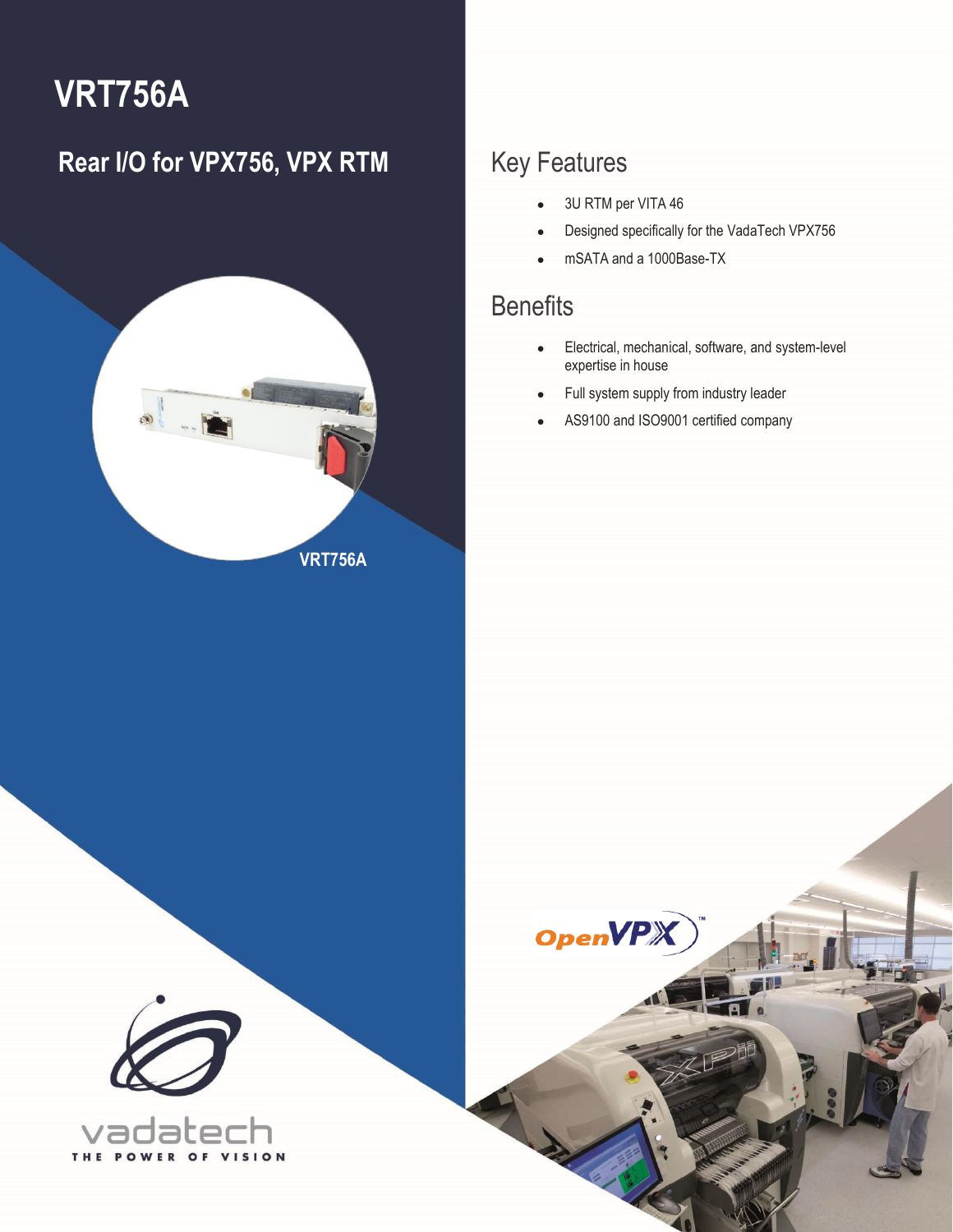# VRT756A

## Rear I/O for VPX756, VPX RTM

VRT756A

## Key Features

- 3U RTM per VITA 46
- Designed specifically for the VadaTech VPX756
- mSATA and a 1000Base-TX

## Benefits

- Electrical, mechanical, software, and system-level expertise in house
- Full system supply from industry leader
- AS9100 and ISO9001 certified company

OpenVPX™

vadatech

THE POWER OF VISION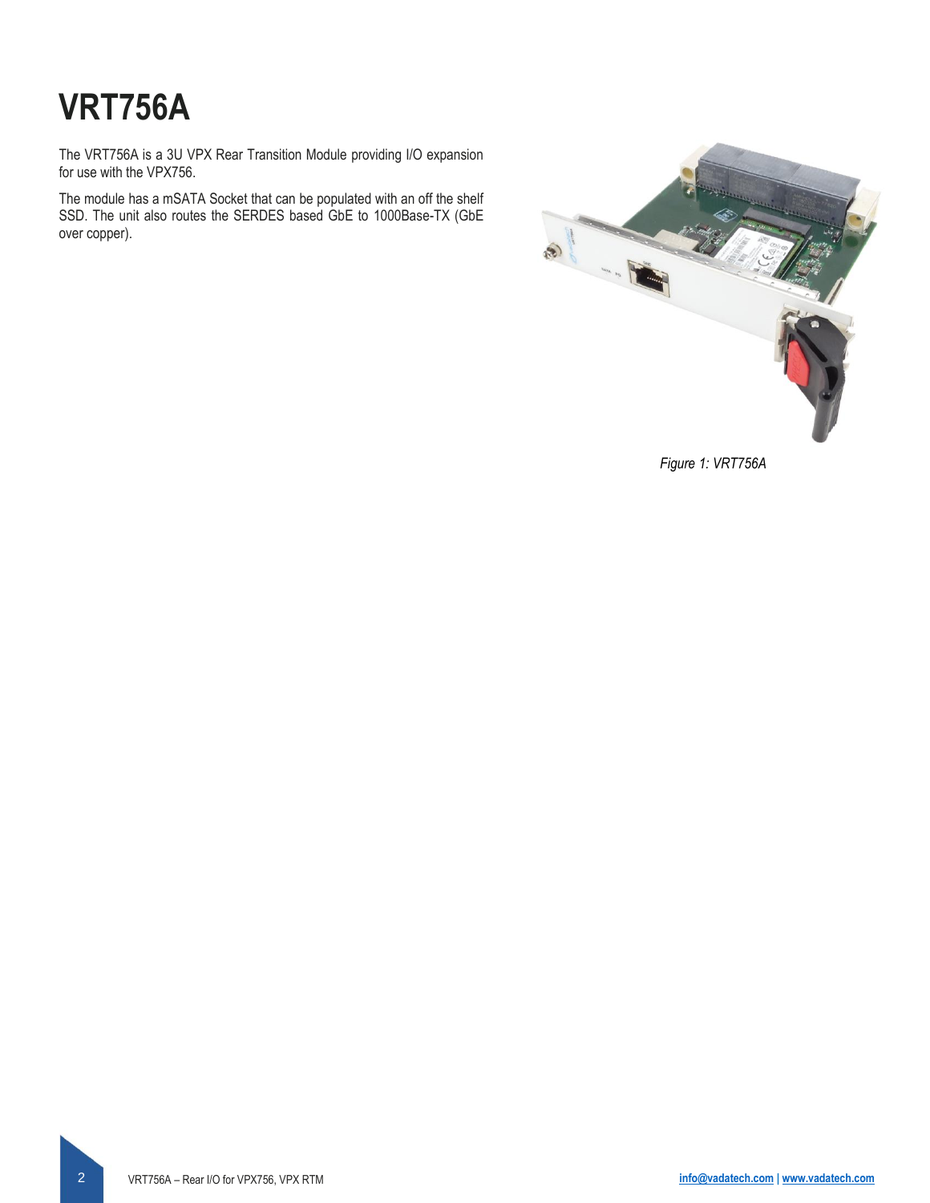# VRT756A

The VRT756A is a 3U VPX Rear Transition Module providing I/O expansion for use with the VPX756.

The module has a mSATA Socket that can be populated with an off the shelf SSD. The unit also routes the SERDES based GbE to 1000Base-TX (GbE over copper).

*Figure 1: VRT756A*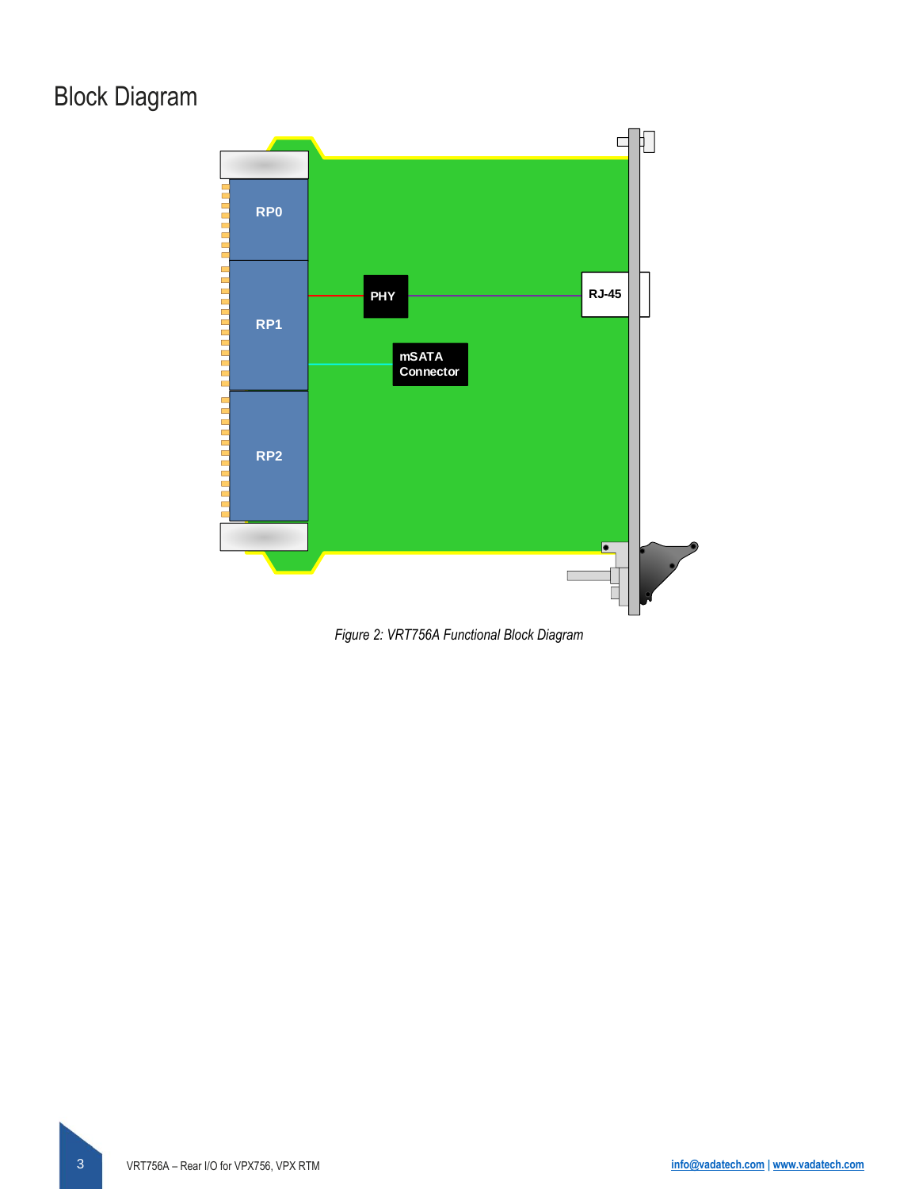# Block Diagram

RP0

RP1

RP2

PHY

RJ-45

mSATA Connector

*Figure 2: VRT756A Functional Block Diagram*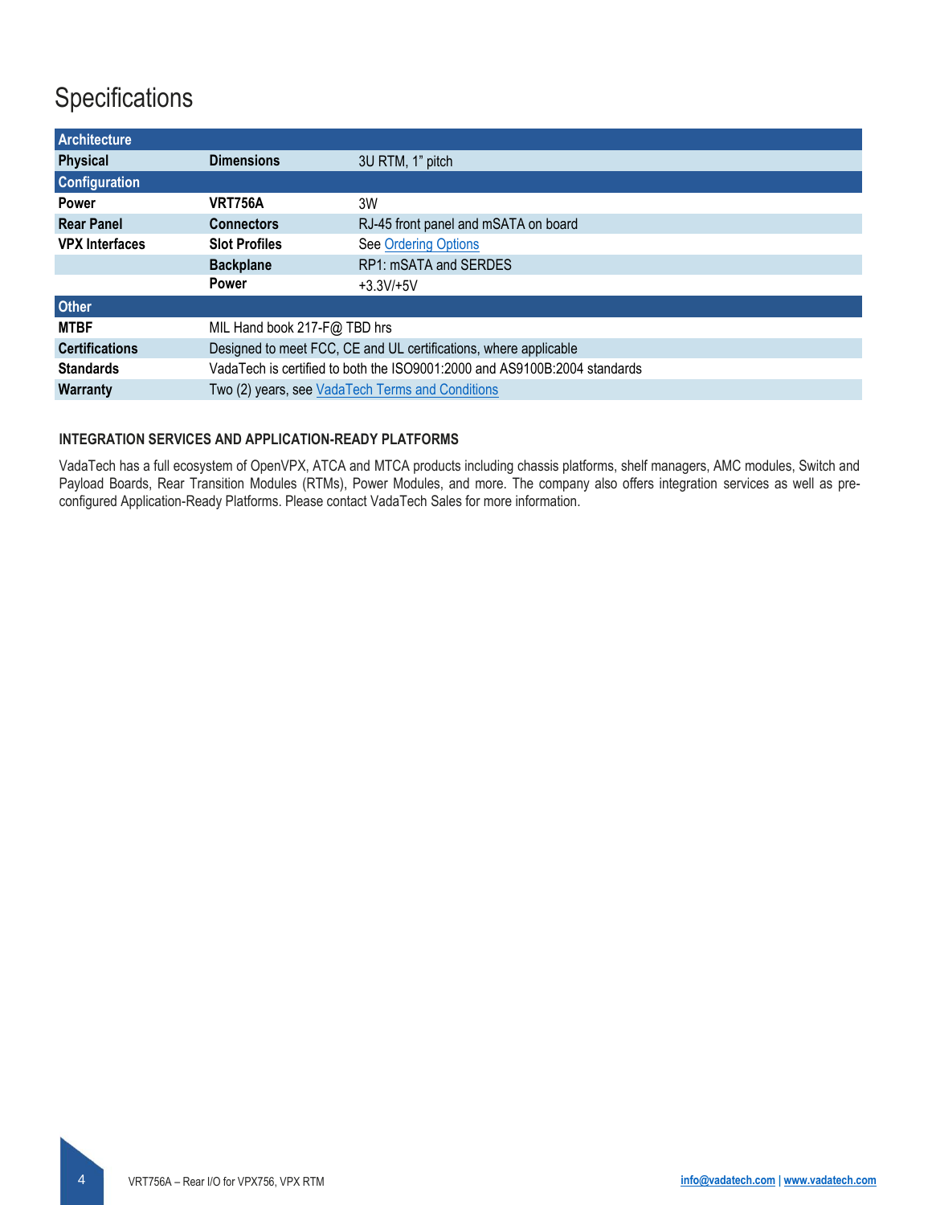# Specifications

| Architecture | | |
|---|---|---|
| **Physical** | **Dimensions** | 3U RTM, 1" pitch |
| **Configuration** | | |
| **Power** | **VRT756A** | 3W |
| **Rear Panel** | **Connectors** | RJ-45 front panel and mSATA on board |
| **VPX Interfaces** | **Slot Profiles** | See Ordering Options |
| | **Backplane** | RP1: mSATA and SERDES |
| | **Power** | +3.3V/+5V |
| **Other** | | |
| **MTBF** | MIL Hand book 217-F@ TBD hrs | |
| **Certifications** | Designed to meet FCC, CE and UL certifications, where applicable | |
| **Standards** | VadaTech is certified to both the ISO9001:2000 and AS9100B:2004 standards | |
| **Warranty** | Two (2) years, see VadaTech Terms and Conditions | |

### INTEGRATION SERVICES AND APPLICATION-READY PLATFORMS

VadaTech has a full ecosystem of OpenVPX, ATCA and MTCA products including chassis platforms, shelf managers, AMC modules, Switch and Payload Boards, Rear Transition Modules (RTMs), Power Modules, and more. The company also offers integration services as well as pre-configured Application-Ready Platforms. Please contact VadaTech Sales for more information.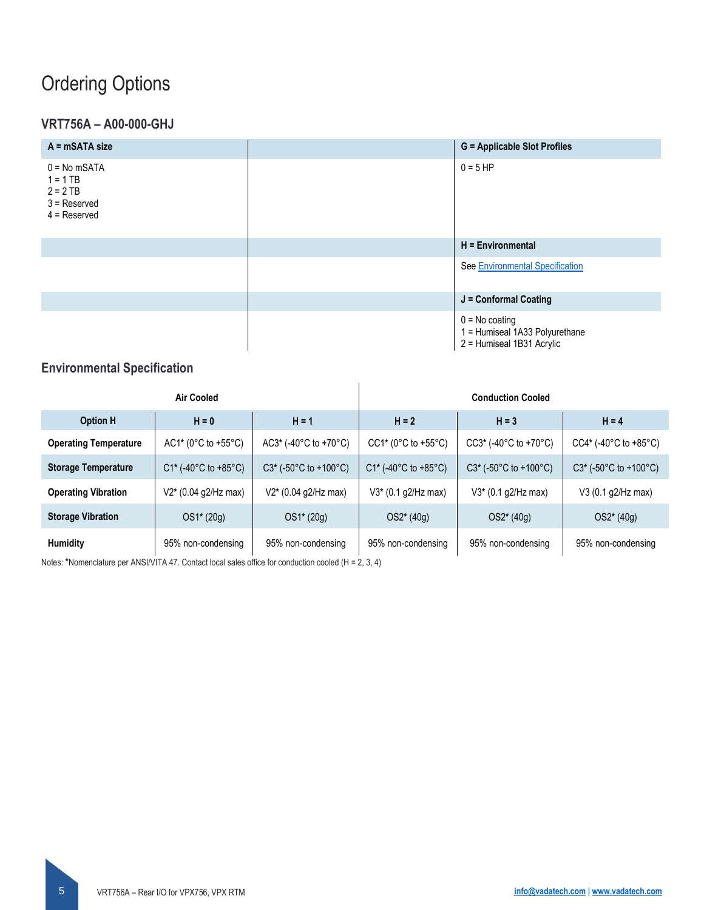# Ordering Options

### VRT756A – A00-000-GHJ

| A = mSATA size | | G = Applicable Slot Profiles |
|---|---|---|
| 0 = No mSATA<br>1 = 1 TB<br>2 = 2 TB<br>3 = Reserved<br>4 = Reserved | | 0 = 5 HP |
| | | **H = Environmental** |
| | | See Environmental Specification |
| | | **J = Conformal Coating** |
| | | 0 = No coating<br>1 = Humiseal 1A33 Polyurethane<br>2 = Humiseal 1B31 Acrylic |

### Environmental Specification

| | Air Cooled | | Conduction Cooled | | |
|---|---|---|---|---|---|
| **Option H** | **H = 0** | **H = 1** | **H = 2** | **H = 3** | **H = 4** |
| **Operating Temperature** | AC1* (0°C to +55°C) | AC3* (-40°C to +70°C) | CC1* (0°C to +55°C) | CC3* (-40°C to +70°C) | CC4* (-40°C to +85°C) |
| **Storage Temperature** | C1* (-40°C to +85°C) | C3* (-50°C to +100°C) | C1* (-40°C to +85°C) | C3* (-50°C to +100°C) | C3* (-50°C to +100°C) |
| **Operating Vibration** | V2* (0.04 g2/Hz max) | V2* (0.04 g2/Hz max) | V3* (0.1 g2/Hz max) | V3* (0.1 g2/Hz max) | V3 (0.1 g2/Hz max) |
| **Storage Vibration** | OS1* (20g) | OS1* (20g) | OS2* (40g) | OS2* (40g) | OS2* (40g) |
| **Humidity** | 95% non-condensing | 95% non-condensing | 95% non-condensing | 95% non-condensing | 95% non-condensing |

Notes: *Nomenclature per ANSI/VITA 47. Contact local sales office for conduction cooled (H = 2, 3, 4)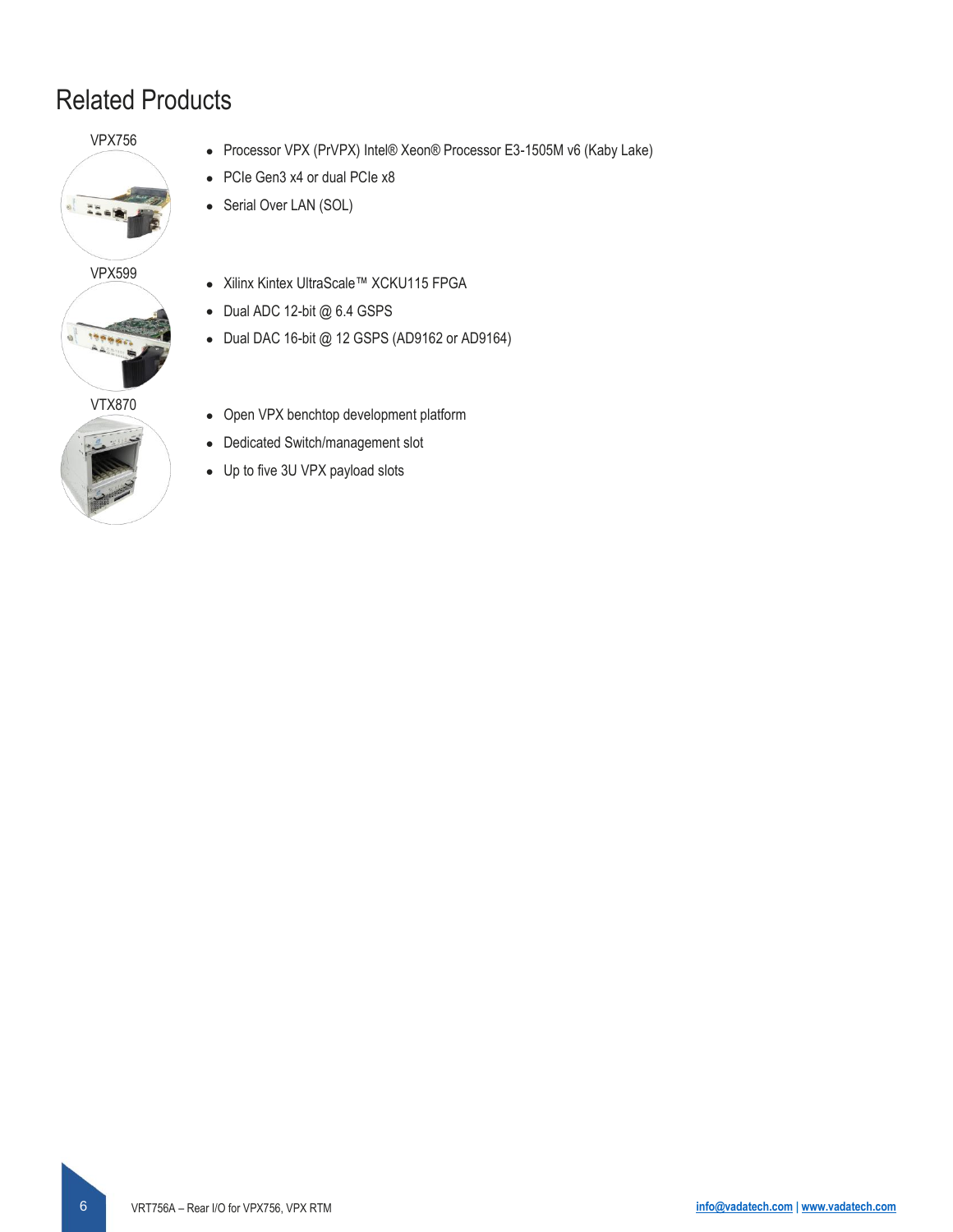# Related Products

VPX756

- Processor VPX (PrVPX) Intel® Xeon® Processor E3-1505M v6 (Kaby Lake)
- PCIe Gen3 x4 or dual PCIe x8
- Serial Over LAN (SOL)

VPX599

- Xilinx Kintex UltraScale™ XCKU115 FPGA
- Dual ADC 12-bit @ 6.4 GSPS
- Dual DAC 16-bit @ 12 GSPS (AD9162 or AD9164)

VTX870

- Open VPX benchtop development platform
- Dedicated Switch/management slot
- Up to five 3U VPX payload slots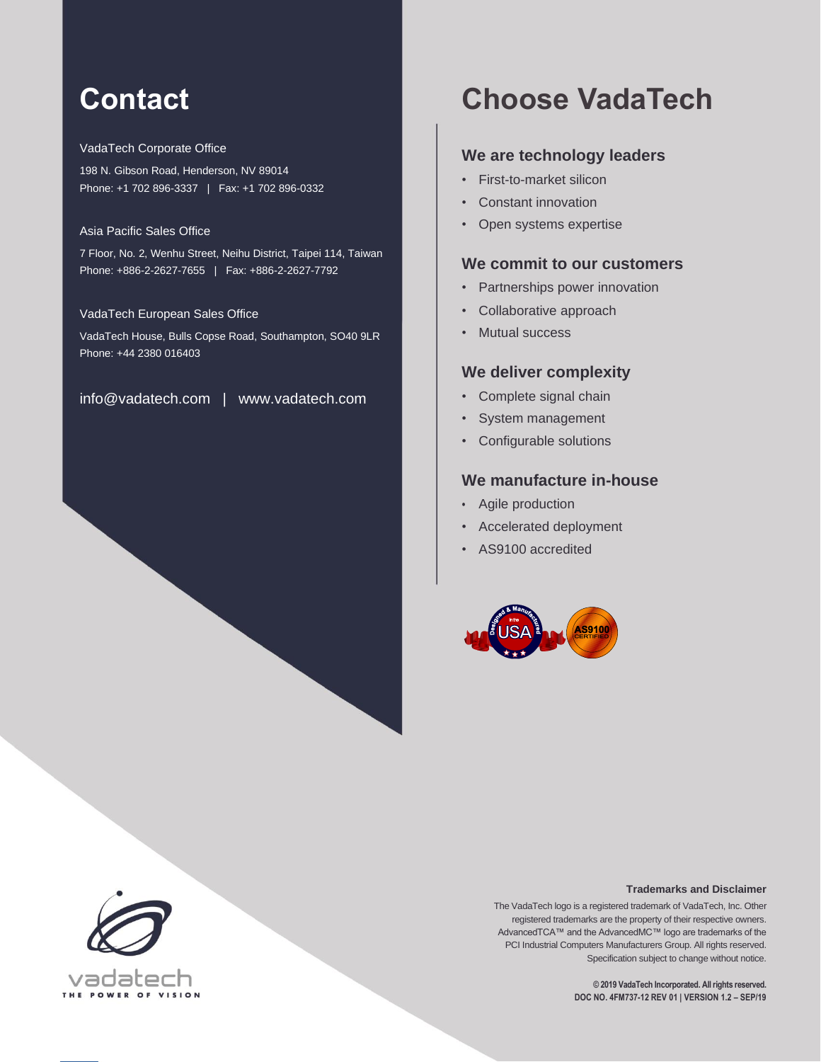# Contact

VadaTech Corporate Office

198 N. Gibson Road, Henderson, NV 89014
Phone: +1 702 896-3337 | Fax: +1 702 896-0332

Asia Pacific Sales Office

7 Floor, No. 2, Wenhu Street, Neihu District, Taipei 114, Taiwan
Phone: +886-2-2627-7655 | Fax: +886-2-2627-7792

VadaTech European Sales Office

VadaTech House, Bulls Copse Road, Southampton, SO40 9LR
Phone: +44 2380 016403

info@vadatech.com | www.vadatech.com

# Choose VadaTech

## We are technology leaders

- First-to-market silicon
- Constant innovation
- Open systems expertise

## We commit to our customers

- Partnerships power innovation
- Collaborative approach
- Mutual success

## We deliver complexity

- Complete signal chain
- System management
- Configurable solutions

## We manufacture in-house

- Agile production
- Accelerated deployment
- AS9100 accredited

vadatech
THE POWER OF VISION

**Trademarks and Disclaimer**

The VadaTech logo is a registered trademark of VadaTech, Inc. Other registered trademarks are the property of their respective owners. AdvancedTCA™ and the AdvancedMC™ logo are trademarks of the PCI Industrial Computers Manufacturers Group. All rights reserved. Specification subject to change without notice.

**© 2019 VadaTech Incorporated. All rights reserved.**
**DOC NO. 4FM737-12 REV 01 | VERSION 1.2 – SEP/19**